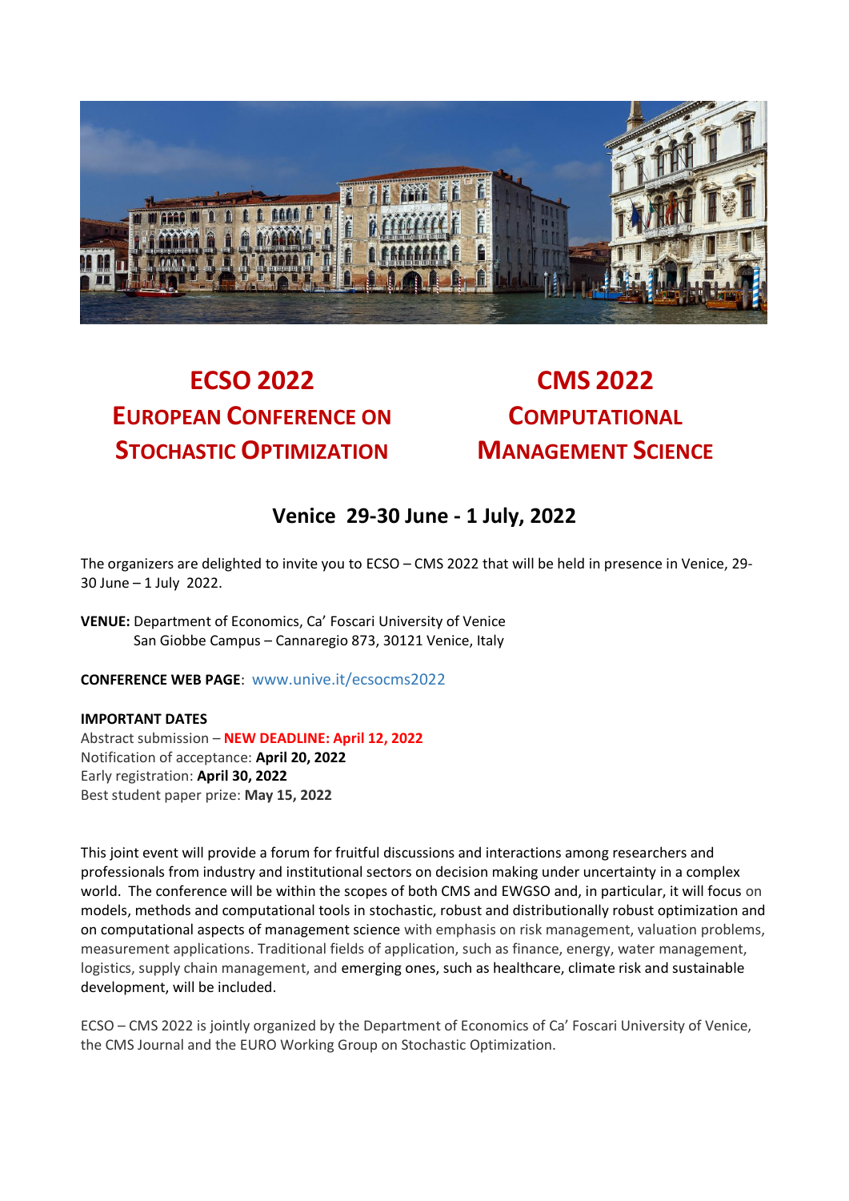# ECSO 2022
## European Conference on Stochastic Optimization

# CMS 2022
## Computational Management Science

### Venice 29-30 June - 1 July, 2022

The organizers are delighted to invite you to ECSO – CMS 2022 that will be held in presence in Venice, 29-30 June – 1 July 2022.

**VENUE:** Department of Economics, Ca' Foscari University of Venice
San Giobbe Campus – Cannaregio 873, 30121 Venice, Italy

**CONFERENCE WEB PAGE**: www.unive.it/ecsocms2022

**IMPORTANT DATES**
Abstract submission – **NEW DEADLINE: April 12, 2022**
Notification of acceptance: **April 20, 2022**
Early registration: **April 30, 2022**
Best student paper prize: **May 15, 2022**

This joint event will provide a forum for fruitful discussions and interactions among researchers and professionals from industry and institutional sectors on decision making under uncertainty in a complex world. The conference will be within the scopes of both CMS and EWGSO and, in particular, it will focus on models, methods and computational tools in stochastic, robust and distributionally robust optimization and on computational aspects of management science with emphasis on risk management, valuation problems, measurement applications. Traditional fields of application, such as finance, energy, water management, logistics, supply chain management, and emerging ones, such as healthcare, climate risk and sustainable development, will be included.

ECSO – CMS 2022 is jointly organized by the Department of Economics of Ca' Foscari University of Venice, the CMS Journal and the EURO Working Group on Stochastic Optimization.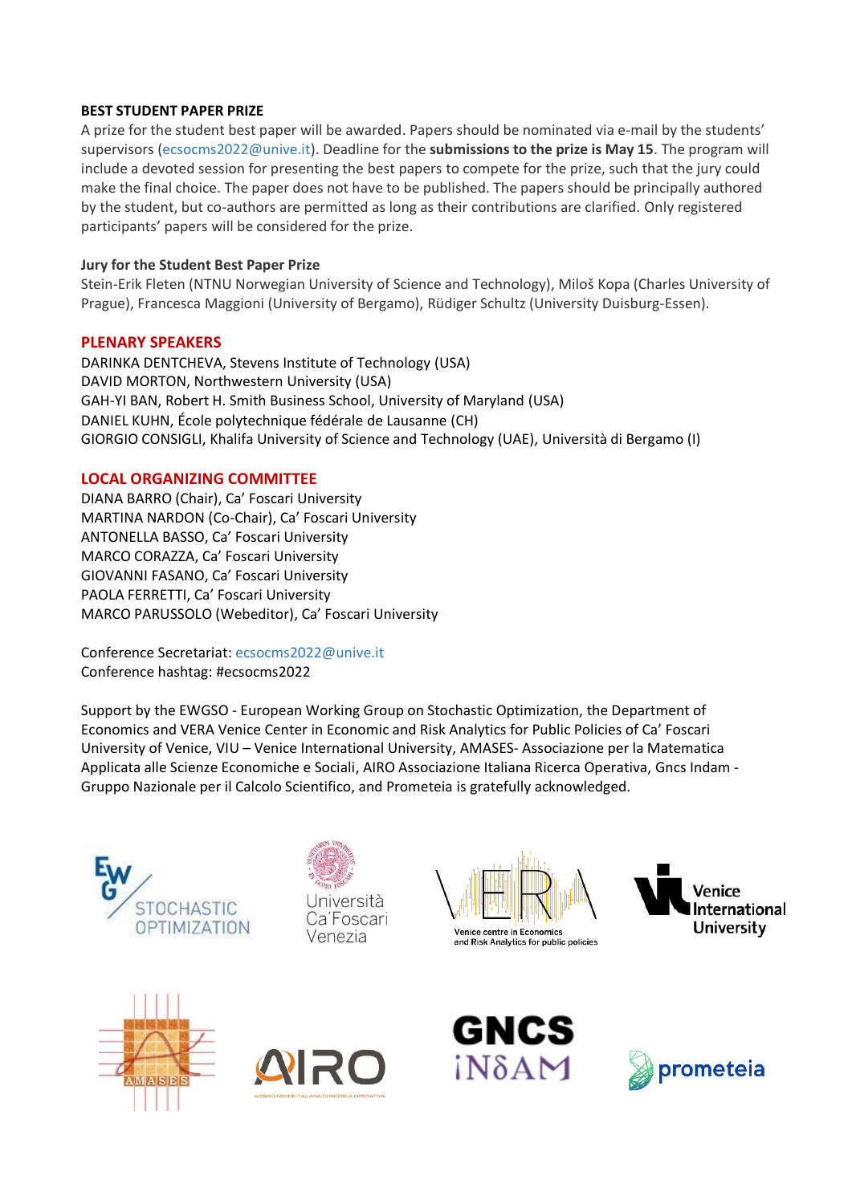### BEST STUDENT PAPER PRIZE

A prize for the student best paper will be awarded. Papers should be nominated via e-mail by the students' supervisors (ecsocms2022@unive.it). Deadline for the **submissions to the prize is May 15**. The program will include a devoted session for presenting the best papers to compete for the prize, such that the jury could make the final choice. The paper does not have to be published. The papers should be principally authored by the student, but co-authors are permitted as long as their contributions are clarified. Only registered participants' papers will be considered for the prize.

#### Jury for the Student Best Paper Prize

Stein-Erik Fleten (NTNU Norwegian University of Science and Technology), Miloš Kopa (Charles University of Prague), Francesca Maggioni (University of Bergamo), Rüdiger Schultz (University Duisburg-Essen).

### PLENARY SPEAKERS

DARINKA DENTCHEVA, Stevens Institute of Technology (USA)
DAVID MORTON, Northwestern University (USA)
GAH-YI BAN, Robert H. Smith Business School, University of Maryland (USA)
DANIEL KUHN, École polytechnique fédérale de Lausanne (CH)
GIORGIO CONSIGLI, Khalifa University of Science and Technology (UAE), Università di Bergamo (I)

### LOCAL ORGANIZING COMMITTEE

DIANA BARRO (Chair), Ca' Foscari University
MARTINA NARDON (Co-Chair), Ca' Foscari University
ANTONELLA BASSO, Ca' Foscari University
MARCO CORAZZA, Ca' Foscari University
GIOVANNI FASANO, Ca' Foscari University
PAOLA FERRETTI, Ca' Foscari University
MARCO PARUSSOLO (Webeditor), Ca' Foscari University

Conference Secretariat: ecsocms2022@unive.it
Conference hashtag: #ecsocms2022

Support by the EWGSO - European Working Group on Stochastic Optimization, the Department of Economics and VERA Venice Center in Economic and Risk Analytics for Public Policies of Ca' Foscari University of Venice, VIU – Venice International University, AMASES- Associazione per la Matematica Applicata alle Scienze Economiche e Sociali, AIRO Associazione Italiana Ricerca Operativa, Gncs Indam - Gruppo Nazionale per il Calcolo Scientifico, and Prometeia is gratefully acknowledged.